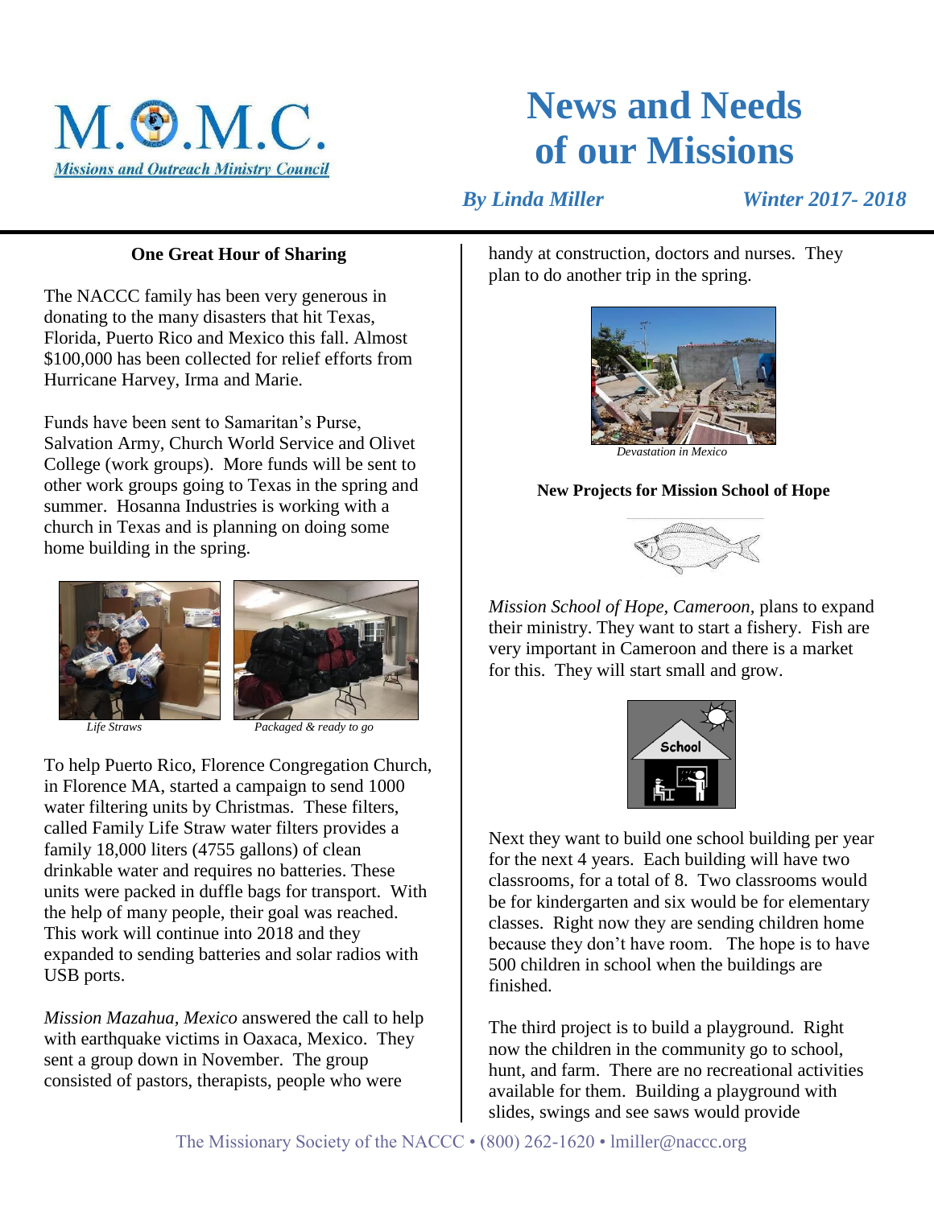M.O.M.C.
*Missions and Outreach Ministry Council*

# News and Needs of our Missions

***By Linda Miller*** ***Winter 2017- 2018***

### One Great Hour of Sharing

The NACCC family has been very generous in donating to the many disasters that hit Texas, Florida, Puerto Rico and Mexico this fall. Almost $100,000 has been collected for relief efforts from Hurricane Harvey, Irma and Marie.

Funds have been sent to Samaritan's Purse, Salvation Army, Church World Service and Olivet College (work groups). More funds will be sent to other work groups going to Texas in the spring and summer. Hosanna Industries is working with a church in Texas and is planning on doing some home building in the spring.

*Life Straws*

*Packaged & ready to go*

To help Puerto Rico, Florence Congregation Church, in Florence MA, started a campaign to send 1000 water filtering units by Christmas. These filters, called Family Life Straw water filters provides a family 18,000 liters (4755 gallons) of clean drinkable water and requires no batteries. These units were packed in duffle bags for transport. With the help of many people, their goal was reached. This work will continue into 2018 and they expanded to sending batteries and solar radios with USB ports.

*Mission Mazahua, Mexico* answered the call to help with earthquake victims in Oaxaca, Mexico. They sent a group down in November. The group consisted of pastors, therapists, people who were handy at construction, doctors and nurses. They plan to do another trip in the spring.

*Devastation in Mexico*

### New Projects for Mission School of Hope

*Mission School of Hope, Cameroon,* plans to expand their ministry. They want to start a fishery. Fish are very important in Cameroon and there is a market for this. They will start small and grow.

Next they want to build one school building per year for the next 4 years. Each building will have two classrooms, for a total of 8. Two classrooms would be for kindergarten and six would be for elementary classes. Right now they are sending children home because they don't have room. The hope is to have 500 children in school when the buildings are finished.

The third project is to build a playground. Right now the children in the community go to school, hunt, and farm. There are no recreational activities available for them. Building a playground with slides, swings and see saws would provide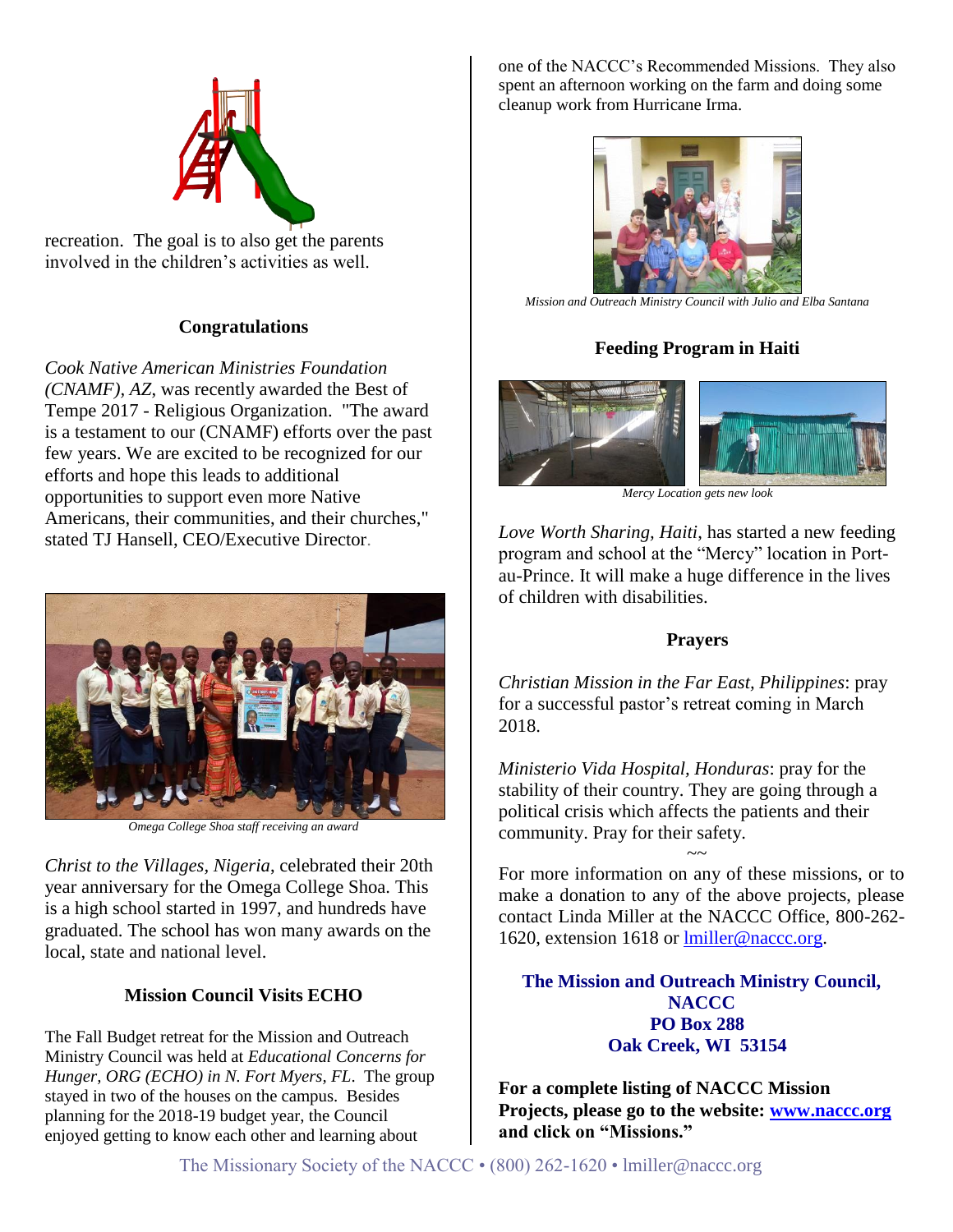recreation. The goal is to also get the parents involved in the children's activities as well.

### Congratulations

*Cook Native American Ministries Foundation (CNAMF), AZ*, was recently awarded the Best of Tempe 2017 - Religious Organization. "The award is a testament to our (CNAMF) efforts over the past few years. We are excited to be recognized for our efforts and hope this leads to additional opportunities to support even more Native Americans, their communities, and their churches," stated TJ Hansell, CEO/Executive Director.

*Omega College Shoa staff receiving an award*

*Christ to the Villages, Nigeria*, celebrated their 20th year anniversary for the Omega College Shoa. This is a high school started in 1997, and hundreds have graduated. The school has won many awards on the local, state and national level.

### Mission Council Visits ECHO

The Fall Budget retreat for the Mission and Outreach Ministry Council was held at *Educational Concerns for Hunger, ORG (ECHO) in N. Fort Myers, FL*. The group stayed in two of the houses on the campus. Besides planning for the 2018-19 budget year, the Council enjoyed getting to know each other and learning about one of the NACCC's Recommended Missions. They also spent an afternoon working on the farm and doing some cleanup work from Hurricane Irma.

*Mission and Outreach Ministry Council with Julio and Elba Santana*

### Feeding Program in Haiti

*Mercy Location gets new look*

*Love Worth Sharing, Haiti*, has started a new feeding program and school at the "Mercy" location in Port-au-Prince. It will make a huge difference in the lives of children with disabilities.

### Prayers

*Christian Mission in the Far East, Philippines*: pray for a successful pastor's retreat coming in March 2018.

*Ministerio Vida Hospital, Honduras*: pray for the stability of their country. They are going through a political crisis which affects the patients and their community. Pray for their safety.

~~

For more information on any of these missions, or to make a donation to any of the above projects, please contact Linda Miller at the NACCC Office, 800-262-1620, extension 1618 or lmiller@naccc.org.

**The Mission and Outreach Ministry Council,**
**NACCC**
**PO Box 288**
**Oak Creek, WI 53154**

**For a complete listing of NACCC Mission Projects, please go to the website: www.naccc.org and click on "Missions."**